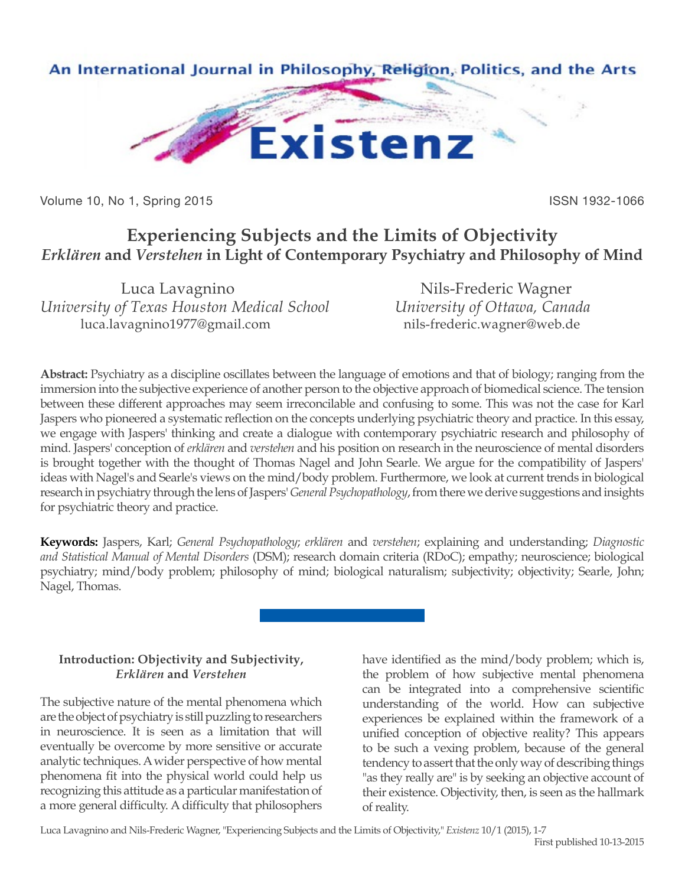# Experiencing Subjects and the Limits of Objectivity

## *Erklären* and *Verstehen* in Light of Contemporary Psychiatry and Philosophy of Mind

Luca Lavagnino
*University of Texas Houston Medical School*
luca.lavagnino1977@gmail.com

Nils-Frederic Wagner
*University of Ottawa, Canada*
nils-frederic.wagner@web.de

**Abstract:** Psychiatry as a discipline oscillates between the language of emotions and that of biology; ranging from the immersion into the subjective experience of another person to the objective approach of biomedical science. The tension between these different approaches may seem irreconcilable and confusing to some. This was not the case for Karl Jaspers who pioneered a systematic reflection on the concepts underlying psychiatric theory and practice. In this essay, we engage with Jaspers' thinking and create a dialogue with contemporary psychiatric research and philosophy of mind. Jaspers' conception of *erklären* and *verstehen* and his position on research in the neuroscience of mental disorders is brought together with the thought of Thomas Nagel and John Searle. We argue for the compatibility of Jaspers' ideas with Nagel's and Searle's views on the mind/body problem. Furthermore, we look at current trends in biological research in psychiatry through the lens of Jaspers' *General Psychopathology*, from there we derive suggestions and insights for psychiatric theory and practice.

**Keywords:** Jaspers, Karl; *General Psychopathology*; *erklären* and *verstehen*; explaining and understanding; *Diagnostic and Statistical Manual of Mental Disorders* (DSM); research domain criteria (RDoC); empathy; neuroscience; biological psychiatry; mind/body problem; philosophy of mind; biological naturalism; subjectivity; objectivity; Searle, John; Nagel, Thomas.

### Introduction: Objectivity and Subjectivity, *Erklären* and *Verstehen*

The subjective nature of the mental phenomena which are the object of psychiatry is still puzzling to researchers in neuroscience. It is seen as a limitation that will eventually be overcome by more sensitive or accurate analytic techniques. A wider perspective of how mental phenomena fit into the physical world could help us recognizing this attitude as a particular manifestation of a more general difficulty. A difficulty that philosophers have identified as the mind/body problem; which is, the problem of how subjective mental phenomena can be integrated into a comprehensive scientific understanding of the world. How can subjective experiences be explained within the framework of a unified conception of objective reality? This appears to be such a vexing problem, because of the general tendency to assert that the only way of describing things "as they really are" is by seeking an objective account of their existence. Objectivity, then, is seen as the hallmark of reality.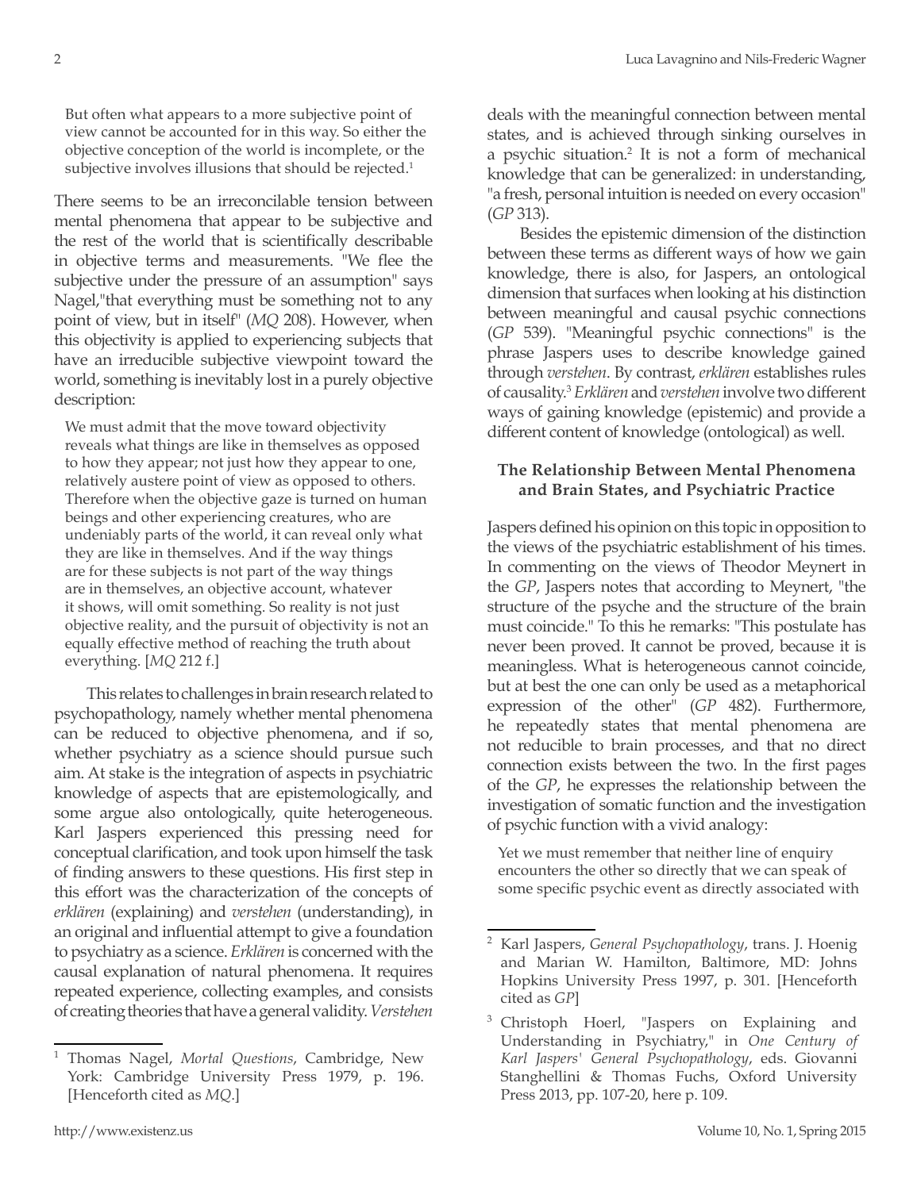> But often what appears to a more subjective point of view cannot be accounted for in this way. So either the objective conception of the world is incomplete, or the subjective involves illusions that should be rejected.[1]

There seems to be an irreconcilable tension between mental phenomena that appear to be subjective and the rest of the world that is scientifically describable in objective terms and measurements. "We flee the subjective under the pressure of an assumption" says Nagel,"that everything must be something not to any point of view, but in itself" (*MQ* 208). However, when this objectivity is applied to experiencing subjects that have an irreducible subjective viewpoint toward the world, something is inevitably lost in a purely objective description:

> We must admit that the move toward objectivity reveals what things are like in themselves as opposed to how they appear; not just how they appear to one, relatively austere point of view as opposed to others. Therefore when the objective gaze is turned on human beings and other experiencing creatures, who are undeniably parts of the world, it can reveal only what they are like in themselves. And if the way things are for these subjects is not part of the way things are in themselves, an objective account, whatever it shows, will omit something. So reality is not just objective reality, and the pursuit of objectivity is not an equally effective method of reaching the truth about everything. [*MQ* 212 f.]

This relates to challenges in brain research related to psychopathology, namely whether mental phenomena can be reduced to objective phenomena, and if so, whether psychiatry as a science should pursue such aim. At stake is the integration of aspects in psychiatric knowledge of aspects that are epistemologically, and some argue also ontologically, quite heterogeneous. Karl Jaspers experienced this pressing need for conceptual clarification, and took upon himself the task of finding answers to these questions. His first step in this effort was the characterization of the concepts of *erklären* (explaining) and *verstehen* (understanding), in an original and influential attempt to give a foundation to psychiatry as a science. *Erklären* is concerned with the causal explanation of natural phenomena. It requires repeated experience, collecting examples, and consists of creating theories that have a general validity. *Verstehen* deals with the meaningful connection between mental states, and is achieved through sinking ourselves in a psychic situation.[2] It is not a form of mechanical knowledge that can be generalized: in understanding, "a fresh, personal intuition is needed on every occasion" (*GP* 313).

Besides the epistemic dimension of the distinction between these terms as different ways of how we gain knowledge, there is also, for Jaspers, an ontological dimension that surfaces when looking at his distinction between meaningful and causal psychic connections (*GP* 539). "Meaningful psychic connections" is the phrase Jaspers uses to describe knowledge gained through *verstehen*. By contrast, *erklären* establishes rules of causality.[3] *Erklären* and *verstehen* involve two different ways of gaining knowledge (epistemic) and provide a different content of knowledge (ontological) as well.

### The Relationship Between Mental Phenomena and Brain States, and Psychiatric Practice

Jaspers defined his opinion on this topic in opposition to the views of the psychiatric establishment of his times. In commenting on the views of Theodor Meynert in the *GP*, Jaspers notes that according to Meynert, "the structure of the psyche and the structure of the brain must coincide." To this he remarks: "This postulate has never been proved. It cannot be proved, because it is meaningless. What is heterogeneous cannot coincide, but at best the one can only be used as a metaphorical expression of the other" (*GP* 482). Furthermore, he repeatedly states that mental phenomena are not reducible to brain processes, and that no direct connection exists between the two. In the first pages of the *GP*, he expresses the relationship between the investigation of somatic function and the investigation of psychic function with a vivid analogy:

> Yet we must remember that neither line of enquiry encounters the other so directly that we can speak of some specific psychic event as directly associated with

---

[1] Thomas Nagel, *Mortal Questions*, Cambridge, New York: Cambridge University Press 1979, p. 196. [Henceforth cited as *MQ*.]

[2] Karl Jaspers, *General Psychopathology*, trans. J. Hoenig and Marian W. Hamilton, Baltimore, MD: Johns Hopkins University Press 1997, p. 301. [Henceforth cited as *GP*]

[3] Christoph Hoerl, "Jaspers on Explaining and Understanding in Psychiatry," in *One Century of Karl Jaspers' General Psychopathology*, eds. Giovanni Stanghellini & Thomas Fuchs, Oxford University Press 2013, pp. 107-20, here p. 109.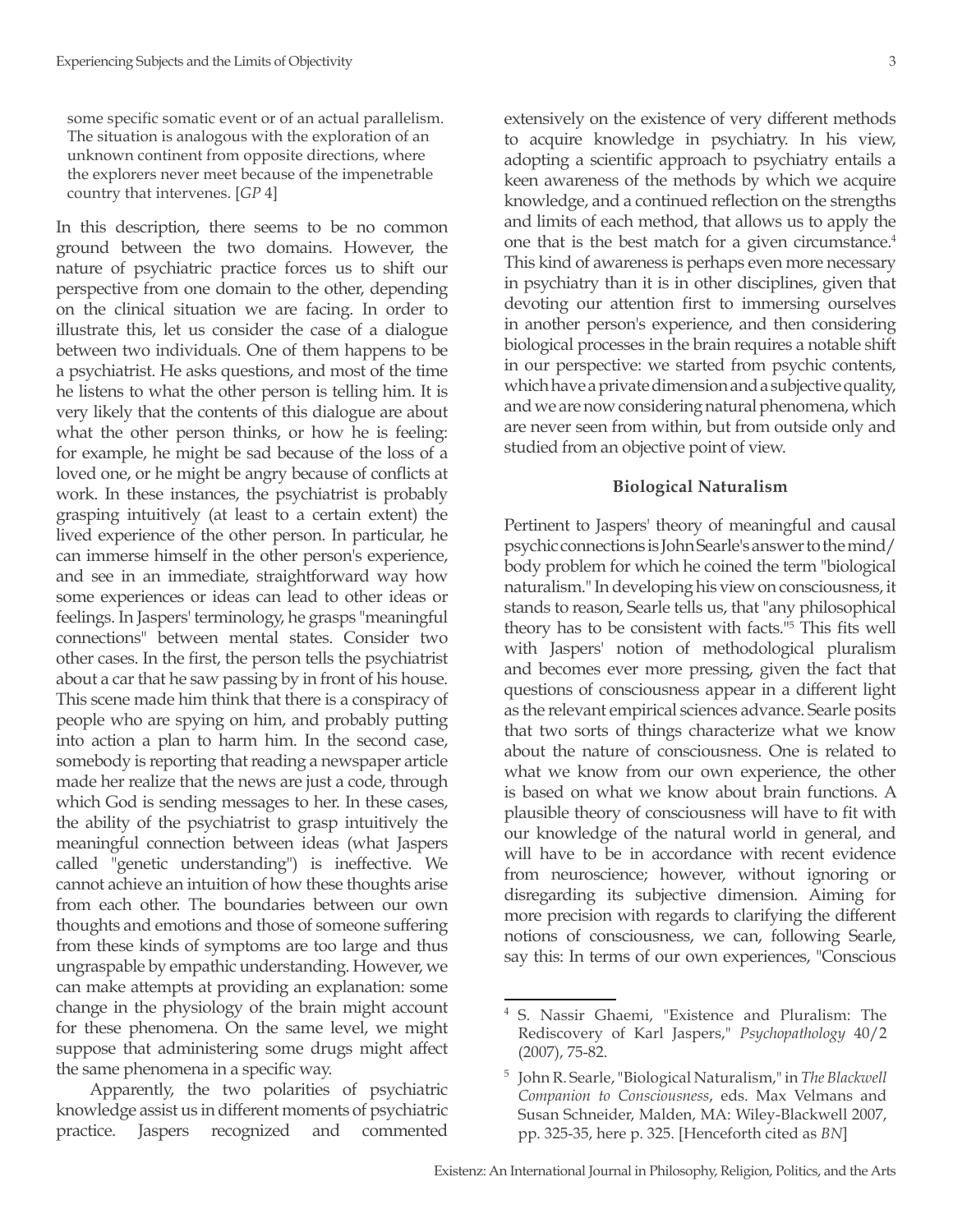some specific somatic event or of an actual parallelism. The situation is analogous with the exploration of an unknown continent from opposite directions, where the explorers never meet because of the impenetrable country that intervenes. [*GP* 4]

In this description, there seems to be no common ground between the two domains. However, the nature of psychiatric practice forces us to shift our perspective from one domain to the other, depending on the clinical situation we are facing. In order to illustrate this, let us consider the case of a dialogue between two individuals. One of them happens to be a psychiatrist. He asks questions, and most of the time he listens to what the other person is telling him. It is very likely that the contents of this dialogue are about what the other person thinks, or how he is feeling: for example, he might be sad because of the loss of a loved one, or he might be angry because of conflicts at work. In these instances, the psychiatrist is probably grasping intuitively (at least to a certain extent) the lived experience of the other person. In particular, he can immerse himself in the other person's experience, and see in an immediate, straightforward way how some experiences or ideas can lead to other ideas or feelings. In Jaspers' terminology, he grasps "meaningful connections" between mental states. Consider two other cases. In the first, the person tells the psychiatrist about a car that he saw passing by in front of his house. This scene made him think that there is a conspiracy of people who are spying on him, and probably putting into action a plan to harm him. In the second case, somebody is reporting that reading a newspaper article made her realize that the news are just a code, through which God is sending messages to her. In these cases, the ability of the psychiatrist to grasp intuitively the meaningful connection between ideas (what Jaspers called "genetic understanding") is ineffective. We cannot achieve an intuition of how these thoughts arise from each other. The boundaries between our own thoughts and emotions and those of someone suffering from these kinds of symptoms are too large and thus ungraspable by empathic understanding. However, we can make attempts at providing an explanation: some change in the physiology of the brain might account for these phenomena. On the same level, we might suppose that administering some drugs might affect the same phenomena in a specific way.

Apparently, the two polarities of psychiatric knowledge assist us in different moments of psychiatric practice. Jaspers recognized and commented extensively on the existence of very different methods to acquire knowledge in psychiatry. In his view, adopting a scientific approach to psychiatry entails a keen awareness of the methods by which we acquire knowledge, and a continued reflection on the strengths and limits of each method, that allows us to apply the one that is the best match for a given circumstance.[4] This kind of awareness is perhaps even more necessary in psychiatry than it is in other disciplines, given that devoting our attention first to immersing ourselves in another person's experience, and then considering biological processes in the brain requires a notable shift in our perspective: we started from psychic contents, which have a private dimension and a subjective quality, and we are now considering natural phenomena, which are never seen from within, but from outside only and studied from an objective point of view.

### Biological Naturalism

Pertinent to Jaspers' theory of meaningful and causal psychic connections is John Searle's answer to the mind/body problem for which he coined the term "biological naturalism." In developing his view on consciousness, it stands to reason, Searle tells us, that "any philosophical theory has to be consistent with facts."[5] This fits well with Jaspers' notion of methodological pluralism and becomes ever more pressing, given the fact that questions of consciousness appear in a different light as the relevant empirical sciences advance. Searle posits that two sorts of things characterize what we know about the nature of consciousness. One is related to what we know from our own experience, the other is based on what we know about brain functions. A plausible theory of consciousness will have to fit with our knowledge of the natural world in general, and will have to be in accordance with recent evidence from neuroscience; however, without ignoring or disregarding its subjective dimension. Aiming for more precision with regards to clarifying the different notions of consciousness, we can, following Searle, say this: In terms of our own experiences, "Conscious

---

[4] S. Nassir Ghaemi, "Existence and Pluralism: The Rediscovery of Karl Jaspers," *Psychopathology* 40/2 (2007), 75-82.

[5] John R. Searle, "Biological Naturalism," in *The Blackwell Companion to Consciousness*, eds. Max Velmans and Susan Schneider, Malden, MA: Wiley-Blackwell 2007, pp. 325-35, here p. 325. [Henceforth cited as *BN*]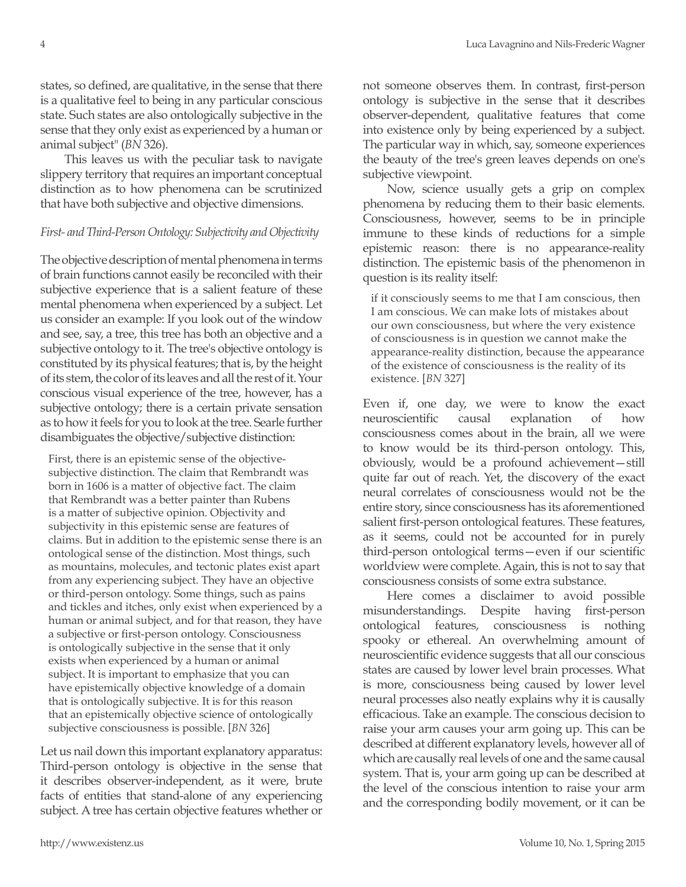states, so defined, are qualitative, in the sense that there is a qualitative feel to being in any particular conscious state. Such states are also ontologically subjective in the sense that they only exist as experienced by a human or animal subject" (*BN* 326).

This leaves us with the peculiar task to navigate slippery territory that requires an important conceptual distinction as to how phenomena can be scrutinized that have both subjective and objective dimensions.

*First- and Third-Person Ontology: Subjectivity and Objectivity*

The objective description of mental phenomena in terms of brain functions cannot easily be reconciled with their subjective experience that is a salient feature of these mental phenomena when experienced by a subject. Let us consider an example: If you look out of the window and see, say, a tree, this tree has both an objective and a subjective ontology to it. The tree's objective ontology is constituted by its physical features; that is, by the height of its stem, the color of its leaves and all the rest of it. Your conscious visual experience of the tree, however, has a subjective ontology; there is a certain private sensation as to how it feels for you to look at the tree. Searle further disambiguates the objective/subjective distinction:

> First, there is an epistemic sense of the objective-subjective distinction. The claim that Rembrandt was born in 1606 is a matter of objective fact. The claim that Rembrandt was a better painter than Rubens is a matter of subjective opinion. Objectivity and subjectivity in this epistemic sense are features of claims. But in addition to the epistemic sense there is an ontological sense of the distinction. Most things, such as mountains, molecules, and tectonic plates exist apart from any experiencing subject. They have an objective or third-person ontology. Some things, such as pains and tickles and itches, only exist when experienced by a human or animal subject, and for that reason, they have a subjective or first-person ontology. Consciousness is ontologically subjective in the sense that it only exists when experienced by a human or animal subject. It is important to emphasize that you can have epistemically objective knowledge of a domain that is ontologically subjective. It is for this reason that an epistemically objective science of ontologically subjective consciousness is possible. [*BN* 326]

Let us nail down this important explanatory apparatus: Third-person ontology is objective in the sense that it describes observer-independent, as it were, brute facts of entities that stand-alone of any experiencing subject. A tree has certain objective features whether or not someone observes them. In contrast, first-person ontology is subjective in the sense that it describes observer-dependent, qualitative features that come into existence only by being experienced by a subject. The particular way in which, say, someone experiences the beauty of the tree's green leaves depends on one's subjective viewpoint.

Now, science usually gets a grip on complex phenomena by reducing them to their basic elements. Consciousness, however, seems to be in principle immune to these kinds of reductions for a simple epistemic reason: there is no appearance-reality distinction. The epistemic basis of the phenomenon in question is its reality itself:

> if it consciously seems to me that I am conscious, then I am conscious. We can make lots of mistakes about our own consciousness, but where the very existence of consciousness is in question we cannot make the appearance-reality distinction, because the appearance of the existence of consciousness is the reality of its existence. [*BN* 327]

Even if, one day, we were to know the exact neuroscientific causal explanation of how consciousness comes about in the brain, all we were to know would be its third-person ontology. This, obviously, would be a profound achievement—still quite far out of reach. Yet, the discovery of the exact neural correlates of consciousness would not be the entire story, since consciousness has its aforementioned salient first-person ontological features. These features, as it seems, could not be accounted for in purely third-person ontological terms—even if our scientific worldview were complete. Again, this is not to say that consciousness consists of some extra substance.

Here comes a disclaimer to avoid possible misunderstandings. Despite having first-person ontological features, consciousness is nothing spooky or ethereal. An overwhelming amount of neuroscientific evidence suggests that all our conscious states are caused by lower level brain processes. What is more, consciousness being caused by lower level neural processes also neatly explains why it is causally efficacious. Take an example. The conscious decision to raise your arm causes your arm going up. This can be described at different explanatory levels, however all of which are causally real levels of one and the same causal system. That is, your arm going up can be described at the level of the conscious intention to raise your arm and the corresponding bodily movement, or it can be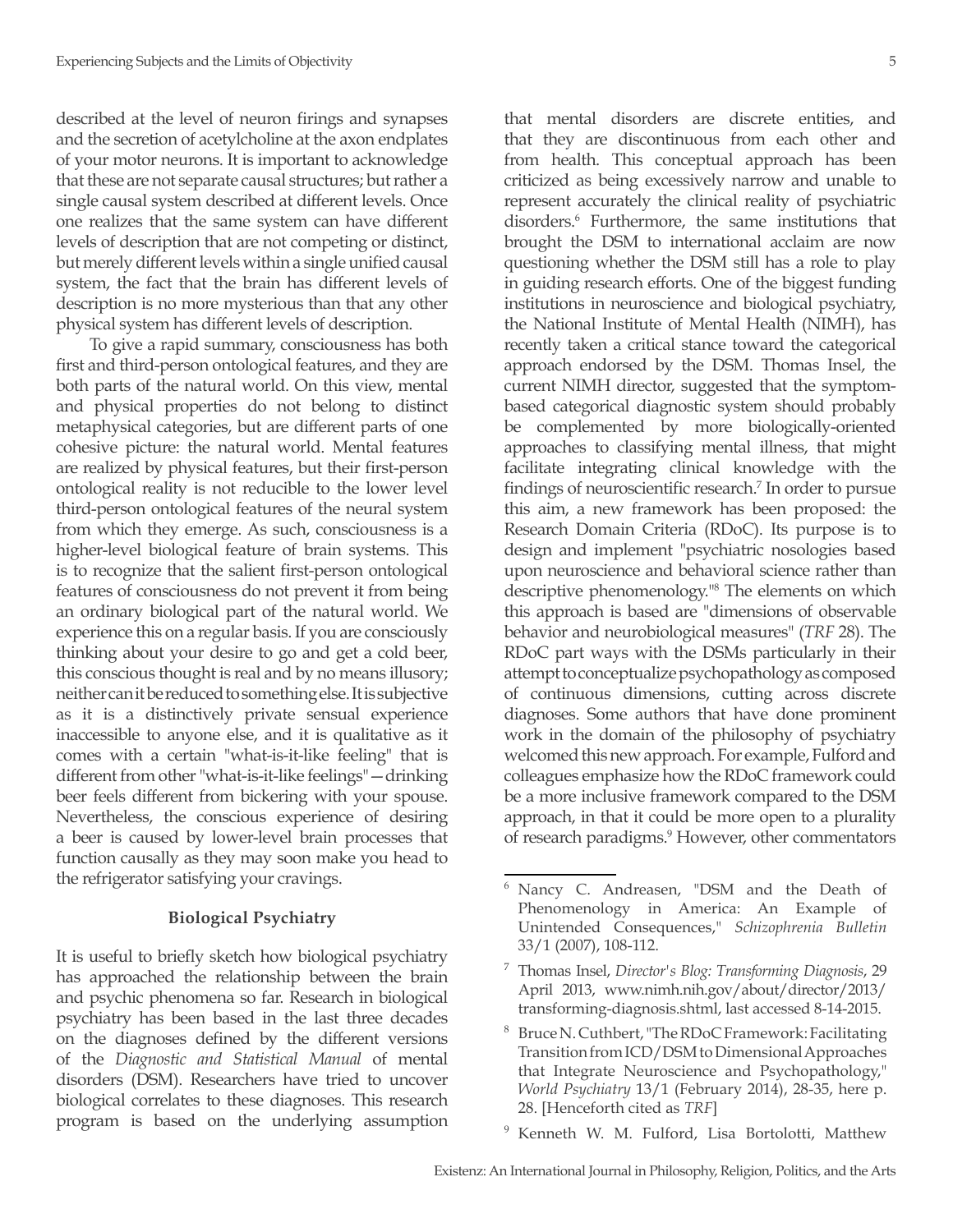described at the level of neuron firings and synapses and the secretion of acetylcholine at the axon endplates of your motor neurons. It is important to acknowledge that these are not separate causal structures; but rather a single causal system described at different levels. Once one realizes that the same system can have different levels of description that are not competing or distinct, but merely different levels within a single unified causal system, the fact that the brain has different levels of description is no more mysterious than that any other physical system has different levels of description.

To give a rapid summary, consciousness has both first and third-person ontological features, and they are both parts of the natural world. On this view, mental and physical properties do not belong to distinct metaphysical categories, but are different parts of one cohesive picture: the natural world. Mental features are realized by physical features, but their first-person ontological reality is not reducible to the lower level third-person ontological features of the neural system from which they emerge. As such, consciousness is a higher-level biological feature of brain systems. This is to recognize that the salient first-person ontological features of consciousness do not prevent it from being an ordinary biological part of the natural world. We experience this on a regular basis. If you are consciously thinking about your desire to go and get a cold beer, this conscious thought is real and by no means illusory; neither can it be reduced to something else. It is subjective as it is a distinctively private sensual experience inaccessible to anyone else, and it is qualitative as it comes with a certain "what-is-it-like feeling" that is different from other "what-is-it-like feelings"—drinking beer feels different from bickering with your spouse. Nevertheless, the conscious experience of desiring a beer is caused by lower-level brain processes that function causally as they may soon make you head to the refrigerator satisfying your cravings.

## Biological Psychiatry

It is useful to briefly sketch how biological psychiatry has approached the relationship between the brain and psychic phenomena so far. Research in biological psychiatry has been based in the last three decades on the diagnoses defined by the different versions of the *Diagnostic and Statistical Manual* of mental disorders (DSM). Researchers have tried to uncover biological correlates to these diagnoses. This research program is based on the underlying assumption that mental disorders are discrete entities, and that they are discontinuous from each other and from health. This conceptual approach has been criticized as being excessively narrow and unable to represent accurately the clinical reality of psychiatric disorders.[6] Furthermore, the same institutions that brought the DSM to international acclaim are now questioning whether the DSM still has a role to play in guiding research efforts. One of the biggest funding institutions in neuroscience and biological psychiatry, the National Institute of Mental Health (NIMH), has recently taken a critical stance toward the categorical approach endorsed by the DSM. Thomas Insel, the current NIMH director, suggested that the symptom-based categorical diagnostic system should probably be complemented by more biologically-oriented approaches to classifying mental illness, that might facilitate integrating clinical knowledge with the findings of neuroscientific research.[7] In order to pursue this aim, a new framework has been proposed: the Research Domain Criteria (RDoC). Its purpose is to design and implement "psychiatric nosologies based upon neuroscience and behavioral science rather than descriptive phenomenology."[8] The elements on which this approach is based are "dimensions of observable behavior and neurobiological measures" (*TRF* 28). The RDoC part ways with the DSMs particularly in their attempt to conceptualize psychopathology as composed of continuous dimensions, cutting across discrete diagnoses. Some authors that have done prominent work in the domain of the philosophy of psychiatry welcomed this new approach. For example, Fulford and colleagues emphasize how the RDoC framework could be a more inclusive framework compared to the DSM approach, in that it could be more open to a plurality of research paradigms.[9] However, other commentators

---

[6] Nancy C. Andreasen, "DSM and the Death of Phenomenology in America: An Example of Unintended Consequences," *Schizophrenia Bulletin* 33/1 (2007), 108-112.

[7] Thomas Insel, *Director's Blog: Transforming Diagnosis*, 29 April 2013, www.nimh.nih.gov/about/director/2013/transforming-diagnosis.shtml, last accessed 8-14-2015.

[8] Bruce N. Cuthbert, "The RDoC Framework: Facilitating Transition from ICD/DSM to Dimensional Approaches that Integrate Neuroscience and Psychopathology," *World Psychiatry* 13/1 (February 2014), 28-35, here p. 28. [Henceforth cited as *TRF*]

[9] Kenneth W. M. Fulford, Lisa Bortolotti, Matthew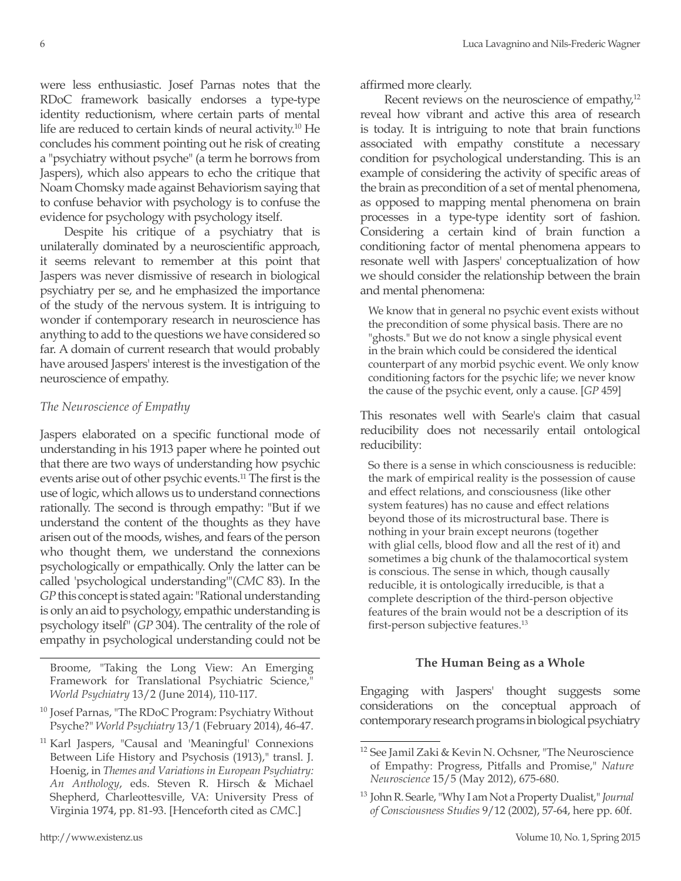were less enthusiastic. Josef Parnas notes that the RDoC framework basically endorses a type-type identity reductionism, where certain parts of mental life are reduced to certain kinds of neural activity.[10] He concludes his comment pointing out he risk of creating a "psychiatry without psyche" (a term he borrows from Jaspers), which also appears to echo the critique that Noam Chomsky made against Behaviorism saying that to confuse behavior with psychology is to confuse the evidence for psychology with psychology itself.

Despite his critique of a psychiatry that is unilaterally dominated by a neuroscientific approach, it seems relevant to remember at this point that Jaspers was never dismissive of research in biological psychiatry per se, and he emphasized the importance of the study of the nervous system. It is intriguing to wonder if contemporary research in neuroscience has anything to add to the questions we have considered so far. A domain of current research that would probably have aroused Jaspers' interest is the investigation of the neuroscience of empathy.

### *The Neuroscience of Empathy*

Jaspers elaborated on a specific functional mode of understanding in his 1913 paper where he pointed out that there are two ways of understanding how psychic events arise out of other psychic events.[11] The first is the use of logic, which allows us to understand connections rationally. The second is through empathy: "But if we understand the content of the thoughts as they have arisen out of the moods, wishes, and fears of the person who thought them, we understand the connexions psychologically or empathically. Only the latter can be called 'psychological understanding'"(*CMC* 83). In the *GP* this concept is stated again: "Rational understanding is only an aid to psychology, empathic understanding is psychology itself" (*GP* 304). The centrality of the role of empathy in psychological understanding could not be affirmed more clearly.

Recent reviews on the neuroscience of empathy,[12] reveal how vibrant and active this area of research is today. It is intriguing to note that brain functions associated with empathy constitute a necessary condition for psychological understanding. This is an example of considering the activity of specific areas of the brain as precondition of a set of mental phenomena, as opposed to mapping mental phenomena on brain processes in a type-type identity sort of fashion. Considering a certain kind of brain function a conditioning factor of mental phenomena appears to resonate well with Jaspers' conceptualization of how we should consider the relationship between the brain and mental phenomena:

> We know that in general no psychic event exists without the precondition of some physical basis. There are no "ghosts." But we do not know a single physical event in the brain which could be considered the identical counterpart of any morbid psychic event. We only know conditioning factors for the psychic life; we never know the cause of the psychic event, only a cause. [*GP* 459]

This resonates well with Searle's claim that casual reducibility does not necessarily entail ontological reducibility:

> So there is a sense in which consciousness is reducible: the mark of empirical reality is the possession of cause and effect relations, and consciousness (like other system features) has no cause and effect relations beyond those of its microstructural base. There is nothing in your brain except neurons (together with glial cells, blood flow and all the rest of it) and sometimes a big chunk of the thalamocortical system is conscious. The sense in which, though causally reducible, it is ontologically irreducible, is that a complete description of the third-person objective features of the brain would not be a description of its first-person subjective features.[13]

## The Human Being as a Whole

Engaging with Jaspers' thought suggests some considerations on the conceptual approach of contemporary research programs in biological psychiatry

---

Broome, "Taking the Long View: An Emerging Framework for Translational Psychiatric Science," *World Psychiatry* 13/2 (June 2014), 110-117.

[10] Josef Parnas, "The RDoC Program: Psychiatry Without Psyche?" *World Psychiatry* 13/1 (February 2014), 46-47.

[11] Karl Jaspers, "Causal and 'Meaningful' Connexions Between Life History and Psychosis (1913)," transl. J. Hoenig, in *Themes and Variations in European Psychiatry: An Anthology*, eds. Steven R. Hirsch & Michael Shepherd, Charleottesville, VA: University Press of Virginia 1974, pp. 81-93. [Henceforth cited as *CMC*.]

[12] See Jamil Zaki & Kevin N. Ochsner, "The Neuroscience of Empathy: Progress, Pitfalls and Promise," *Nature Neuroscience* 15/5 (May 2012), 675-680.

[13] John R. Searle, "Why I am Not a Property Dualist," *Journal of Consciousness Studies* 9/12 (2002), 57-64, here pp. 60f.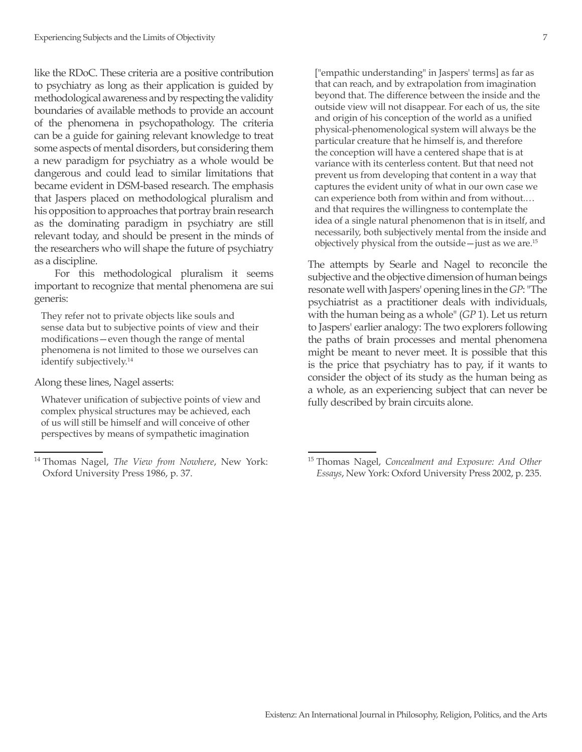like the RDoC. These criteria are a positive contribution to psychiatry as long as their application is guided by methodological awareness and by respecting the validity boundaries of available methods to provide an account of the phenomena in psychopathology. The criteria can be a guide for gaining relevant knowledge to treat some aspects of mental disorders, but considering them a new paradigm for psychiatry as a whole would be dangerous and could lead to similar limitations that became evident in DSM-based research. The emphasis that Jaspers placed on methodological pluralism and his opposition to approaches that portray brain research as the dominating paradigm in psychiatry are still relevant today, and should be present in the minds of the researchers who will shape the future of psychiatry as a discipline.

For this methodological pluralism it seems important to recognize that mental phenomena are sui generis:

> They refer not to private objects like souls and sense data but to subjective points of view and their modifications—even though the range of mental phenomena is not limited to those we ourselves can identify subjectively.[14]

Along these lines, Nagel asserts:

> Whatever unification of subjective points of view and complex physical structures may be achieved, each of us will still be himself and will conceive of other perspectives by means of sympathetic imagination ["empathic understanding" in Jaspers' terms] as far as that can reach, and by extrapolation from imagination beyond that. The difference between the inside and the outside view will not disappear. For each of us, the site and origin of his conception of the world as a unified physical-phenomenological system will always be the particular creature that he himself is, and therefore the conception will have a centered shape that is at variance with its centerless content. But that need not prevent us from developing that content in a way that captures the evident unity of what in our own case we can experience both from within and from without.… and that requires the willingness to contemplate the idea of a single natural phenomenon that is in itself, and necessarily, both subjectively mental from the inside and objectively physical from the outside—just as we are.[15]

The attempts by Searle and Nagel to reconcile the subjective and the objective dimension of human beings resonate well with Jaspers' opening lines in the *GP*: "The psychiatrist as a practitioner deals with individuals, with the human being as a whole" (*GP* 1). Let us return to Jaspers' earlier analogy: The two explorers following the paths of brain processes and mental phenomena might be meant to never meet. It is possible that this is the price that psychiatry has to pay, if it wants to consider the object of its study as the human being as a whole, as an experiencing subject that can never be fully described by brain circuits alone.

---

[14] Thomas Nagel, *The View from Nowhere*, New York: Oxford University Press 1986, p. 37.

[15] Thomas Nagel, *Concealment and Exposure: And Other Essays*, New York: Oxford University Press 2002, p. 235.